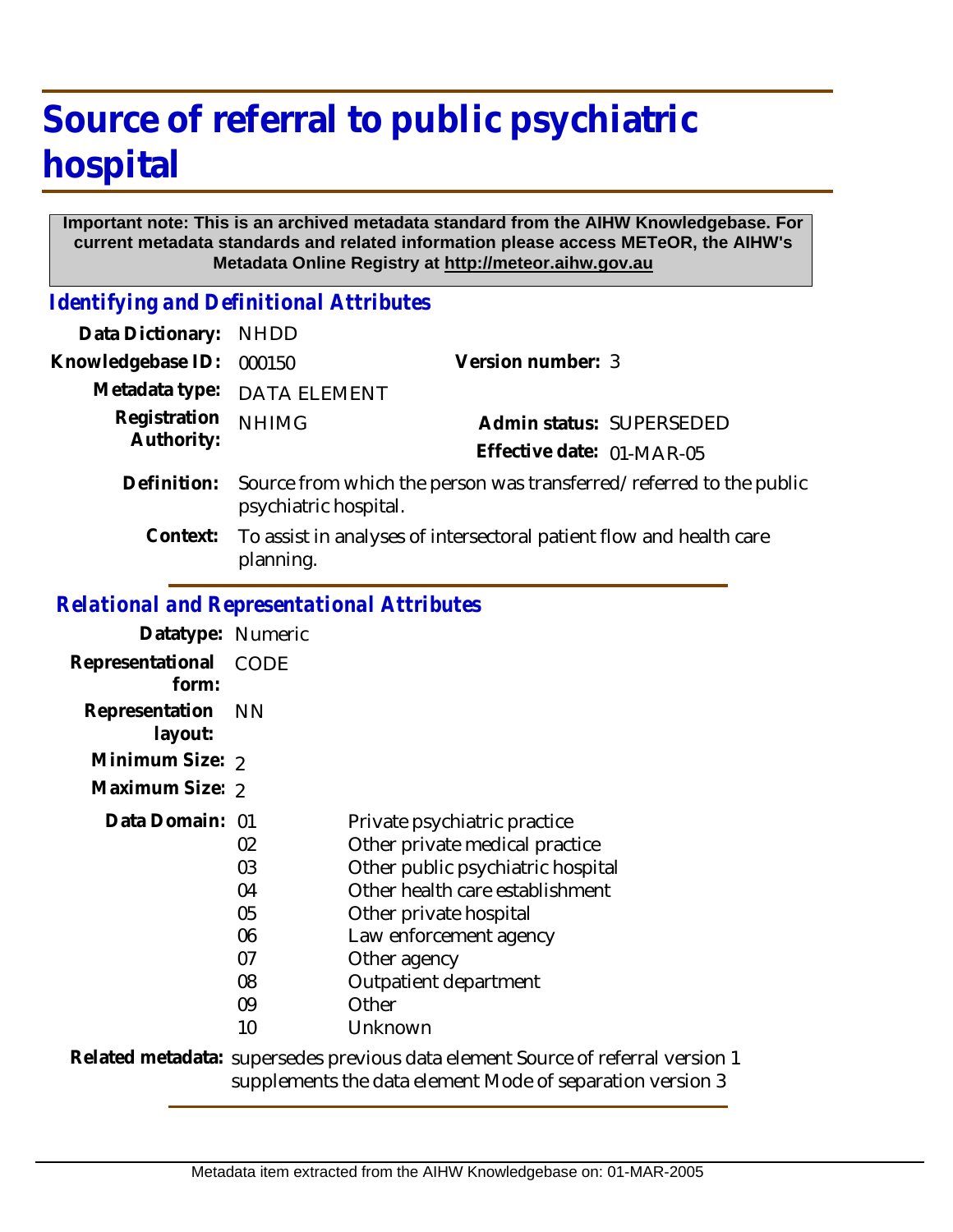# Source of referral to public psychiatric hospital

**Important note: This is an archived metadata standard from the AIHW Knowledgebase. For current metadata standards and related information please access METeOR, the AIHW's Metadata Online Registry at http://meteor.aihw.gov.au**

## *Identifying and Definitional Attributes*

| | | | |
|---|---|---|---|
| **Data Dictionary:** | NHDD | | |
| **Knowledgebase ID:** | 000150 | **Version number:** | 3 |
| **Metadata type:** | DATA ELEMENT | | |
| **Registration Authority:** | NHIMG | **Admin status:** | SUPERSEDED |
| | | **Effective date:** | 01-MAR-05 |

**Definition:** Source from which the person was transferred/referred to the public psychiatric hospital.

**Context:** To assist in analyses of intersectoral patient flow and health care planning.

## *Relational and Representational Attributes*

**Datatype:** Numeric

**Representational form:** CODE

**Representation layout:** NN

**Minimum Size:** 2

**Maximum Size:** 2

**Data Domain:**

| Code | Description |
|---|---|
| 01 | Private psychiatric practice |
| 02 | Other private medical practice |
| 03 | Other public psychiatric hospital |
| 04 | Other health care establishment |
| 05 | Other private hospital |
| 06 | Law enforcement agency |
| 07 | Other agency |
| 08 | Outpatient department |
| 09 | Other |
| 10 | Unknown |

**Related metadata:** supersedes previous data element Source of referral version 1
supplements the data element Mode of separation version 3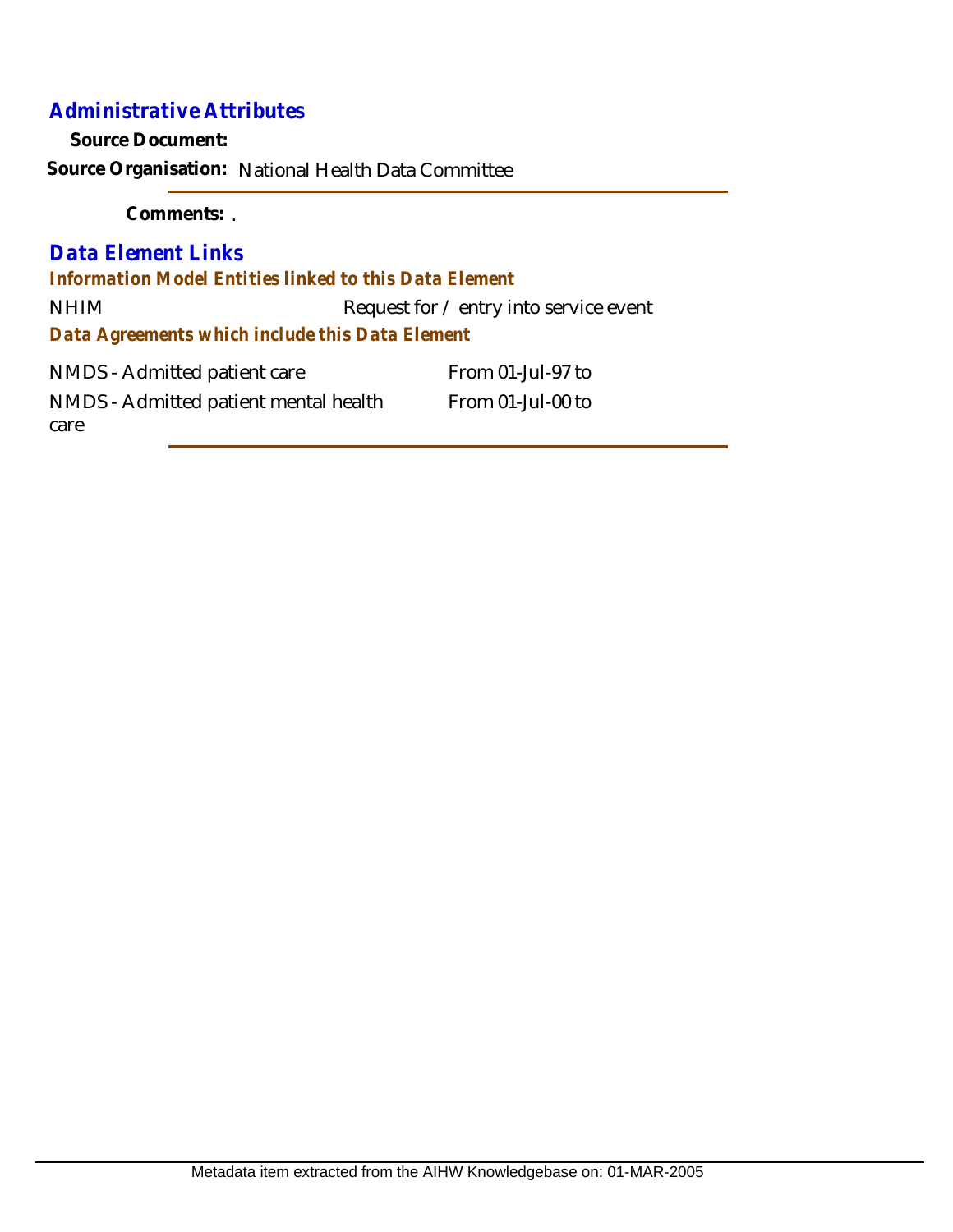## Administrative Attributes

**Source Document:**

**Source Organisation:** National Health Data Committee

**Comments:** .

## Data Element Links

### *Information Model Entities linked to this Data Element*

| | |
|---|---|
| NHIM | Request for / entry into service event |

### *Data Agreements which include this Data Element*

| | |
|---|---|
| NMDS - Admitted patient care | From 01-Jul-97 to |
| NMDS - Admitted patient mental health care | From 01-Jul-00 to |

Metadata item extracted from the AIHW Knowledgebase on: 01-MAR-2005